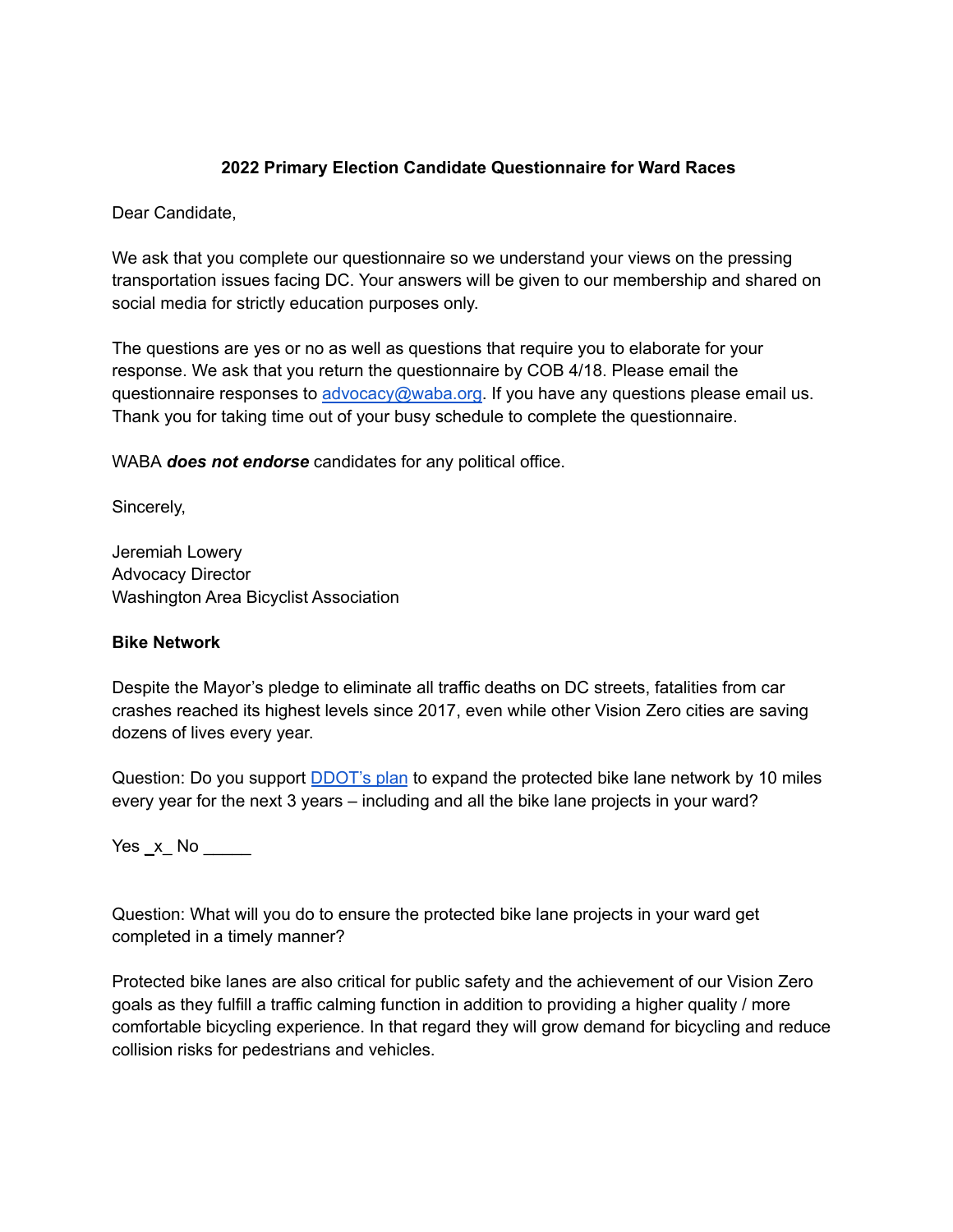**2022 Primary Election Candidate Questionnaire for Ward Races**

Dear Candidate,

We ask that you complete our questionnaire so we understand your views on the pressing transportation issues facing DC. Your answers will be given to our membership and shared on social media for strictly education purposes only.

The questions are yes or no as well as questions that require you to elaborate for your response. We ask that you return the questionnaire by COB 4/18. Please email the questionnaire responses to [advocacy@waba.org](mailto:advocacy@waba.org). If you have any questions please email us. Thank you for taking time out of your busy schedule to complete the questionnaire.

WABA ***does not endorse*** candidates for any political office.

Sincerely,

Jeremiah Lowery
Advocacy Director
Washington Area Bicyclist Association

**Bike Network**

Despite the Mayor's pledge to eliminate all traffic deaths on DC streets, fatalities from car crashes reached its highest levels since 2017, even while other Vision Zero cities are saving dozens of lives every year.

Question: Do you support [DDOT's plan](#) to expand the protected bike lane network by 10 miles every year for the next 3 years – including and all the bike lane projects in your ward?

Yes _x_ No _____

Question: What will you do to ensure the protected bike lane projects in your ward get completed in a timely manner?

Protected bike lanes are also critical for public safety and the achievement of our Vision Zero goals as they fulfill a traffic calming function in addition to providing a higher quality / more comfortable bicycling experience. In that regard they will grow demand for bicycling and reduce collision risks for pedestrians and vehicles.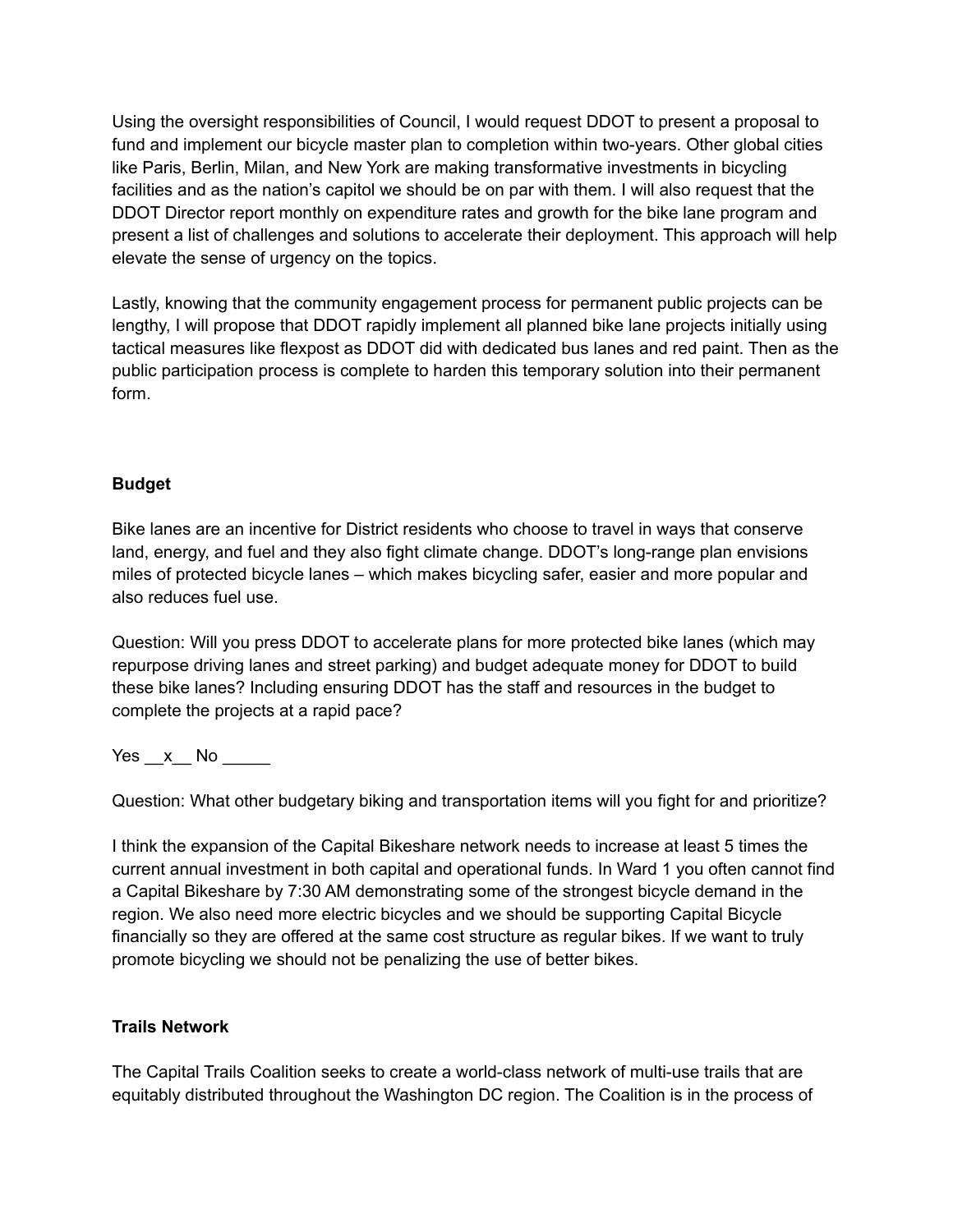Using the oversight responsibilities of Council, I would request DDOT to present a proposal to fund and implement our bicycle master plan to completion within two-years. Other global cities like Paris, Berlin, Milan, and New York are making transformative investments in bicycling facilities and as the nation's capitol we should be on par with them. I will also request that the DDOT Director report monthly on expenditure rates and growth for the bike lane program and present a list of challenges and solutions to accelerate their deployment. This approach will help elevate the sense of urgency on the topics.

Lastly, knowing that the community engagement process for permanent public projects can be lengthy, I will propose that DDOT rapidly implement all planned bike lane projects initially using tactical measures like flexpost as DDOT did with dedicated bus lanes and red paint. Then as the public participation process is complete to harden this temporary solution into their permanent form.

**Budget**

Bike lanes are an incentive for District residents who choose to travel in ways that conserve land, energy, and fuel and they also fight climate change. DDOT's long-range plan envisions miles of protected bicycle lanes – which makes bicycling safer, easier and more popular and also reduces fuel use.

Question: Will you press DDOT to accelerate plans for more protected bike lanes (which may repurpose driving lanes and street parking) and budget adequate money for DDOT to build these bike lanes? Including ensuring DDOT has the staff and resources in the budget to complete the projects at a rapid pace?

Yes __x__ No _____

Question: What other budgetary biking and transportation items will you fight for and prioritize?

I think the expansion of the Capital Bikeshare network needs to increase at least 5 times the current annual investment in both capital and operational funds. In Ward 1 you often cannot find a Capital Bikeshare by 7:30 AM demonstrating some of the strongest bicycle demand in the region. We also need more electric bicycles and we should be supporting Capital Bicycle financially so they are offered at the same cost structure as regular bikes. If we want to truly promote bicycling we should not be penalizing the use of better bikes.

**Trails Network**

The Capital Trails Coalition seeks to create a world-class network of multi-use trails that are equitably distributed throughout the Washington DC region. The Coalition is in the process of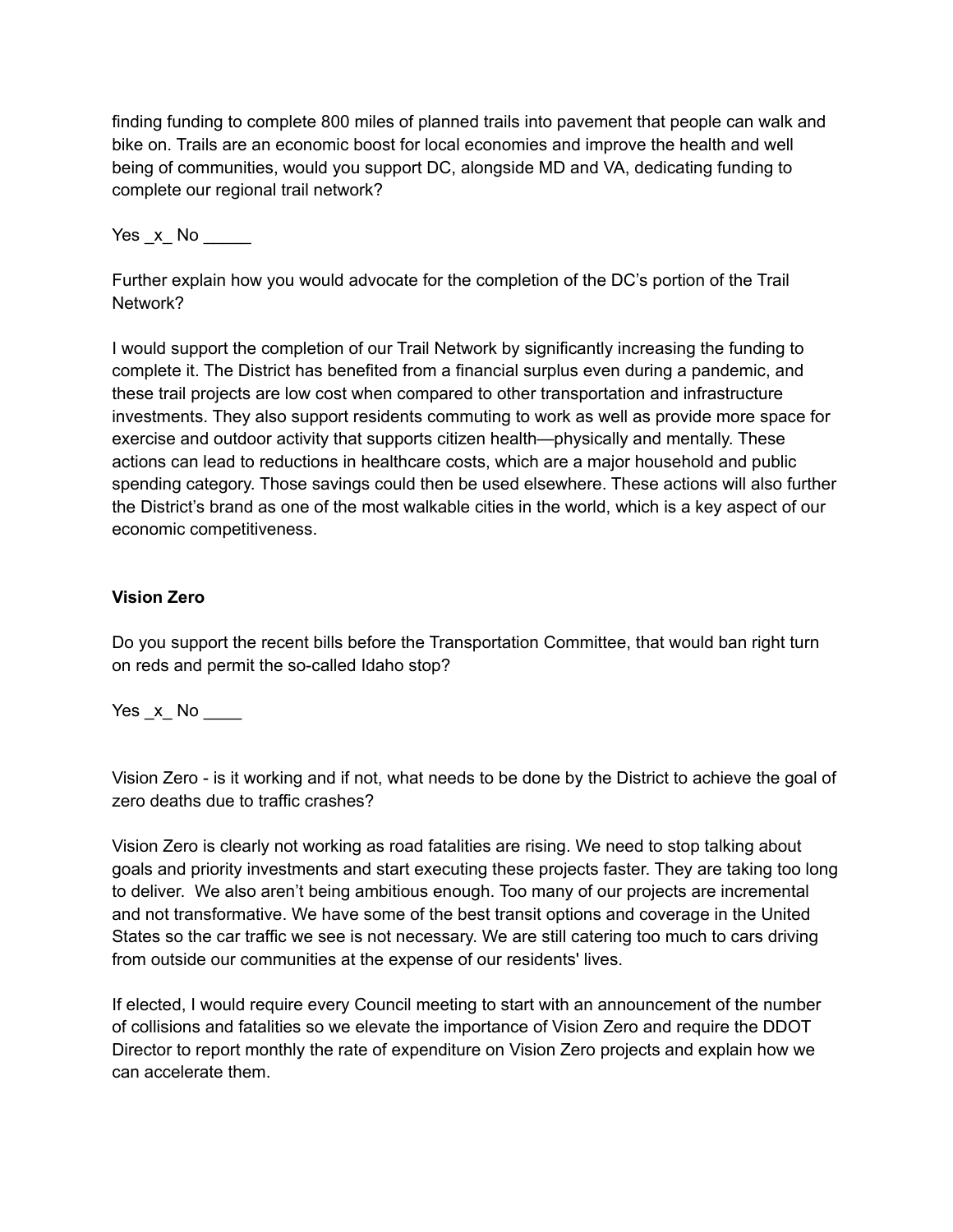finding funding to complete 800 miles of planned trails into pavement that people can walk and bike on. Trails are an economic boost for local economies and improve the health and well being of communities, would you support DC, alongside MD and VA, dedicating funding to complete our regional trail network?

Yes _x_ No _____

Further explain how you would advocate for the completion of the DC's portion of the Trail Network?

I would support the completion of our Trail Network by significantly increasing the funding to complete it. The District has benefited from a financial surplus even during a pandemic, and these trail projects are low cost when compared to other transportation and infrastructure investments. They also support residents commuting to work as well as provide more space for exercise and outdoor activity that supports citizen health—physically and mentally. These actions can lead to reductions in healthcare costs, which are a major household and public spending category. Those savings could then be used elsewhere. These actions will also further the District's brand as one of the most walkable cities in the world, which is a key aspect of our economic competitiveness.

**Vision Zero**

Do you support the recent bills before the Transportation Committee, that would ban right turn on reds and permit the so-called Idaho stop?

Yes _x_ No ____

Vision Zero - is it working and if not, what needs to be done by the District to achieve the goal of zero deaths due to traffic crashes?

Vision Zero is clearly not working as road fatalities are rising. We need to stop talking about goals and priority investments and start executing these projects faster. They are taking too long to deliver. We also aren't being ambitious enough. Too many of our projects are incremental and not transformative. We have some of the best transit options and coverage in the United States so the car traffic we see is not necessary. We are still catering too much to cars driving from outside our communities at the expense of our residents' lives.

If elected, I would require every Council meeting to start with an announcement of the number of collisions and fatalities so we elevate the importance of Vision Zero and require the DDOT Director to report monthly the rate of expenditure on Vision Zero projects and explain how we can accelerate them.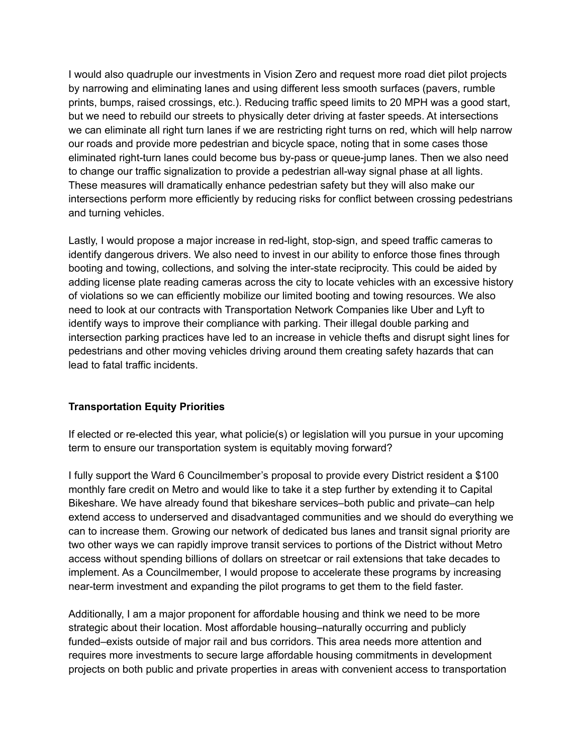I would also quadruple our investments in Vision Zero and request more road diet pilot projects by narrowing and eliminating lanes and using different less smooth surfaces (pavers, rumble prints, bumps, raised crossings, etc.). Reducing traffic speed limits to 20 MPH was a good start, but we need to rebuild our streets to physically deter driving at faster speeds. At intersections we can eliminate all right turn lanes if we are restricting right turns on red, which will help narrow our roads and provide more pedestrian and bicycle space, noting that in some cases those eliminated right-turn lanes could become bus by-pass or queue-jump lanes. Then we also need to change our traffic signalization to provide a pedestrian all-way signal phase at all lights. These measures will dramatically enhance pedestrian safety but they will also make our intersections perform more efficiently by reducing risks for conflict between crossing pedestrians and turning vehicles.

Lastly, I would propose a major increase in red-light, stop-sign, and speed traffic cameras to identify dangerous drivers. We also need to invest in our ability to enforce those fines through booting and towing, collections, and solving the inter-state reciprocity. This could be aided by adding license plate reading cameras across the city to locate vehicles with an excessive history of violations so we can efficiently mobilize our limited booting and towing resources. We also need to look at our contracts with Transportation Network Companies like Uber and Lyft to identify ways to improve their compliance with parking. Their illegal double parking and intersection parking practices have led to an increase in vehicle thefts and disrupt sight lines for pedestrians and other moving vehicles driving around them creating safety hazards that can lead to fatal traffic incidents.

**Transportation Equity Priorities**

If elected or re-elected this year, what policie(s) or legislation will you pursue in your upcoming term to ensure our transportation system is equitably moving forward?

I fully support the Ward 6 Councilmember's proposal to provide every District resident a $100 monthly fare credit on Metro and would like to take it a step further by extending it to Capital Bikeshare. We have already found that bikeshare services–both public and private–can help extend access to underserved and disadvantaged communities and we should do everything we can to increase them. Growing our network of dedicated bus lanes and transit signal priority are two other ways we can rapidly improve transit services to portions of the District without Metro access without spending billions of dollars on streetcar or rail extensions that take decades to implement. As a Councilmember, I would propose to accelerate these programs by increasing near-term investment and expanding the pilot programs to get them to the field faster.

Additionally, I am a major proponent for affordable housing and think we need to be more strategic about their location. Most affordable housing–naturally occurring and publicly funded–exists outside of major rail and bus corridors. This area needs more attention and requires more investments to secure large affordable housing commitments in development projects on both public and private properties in areas with convenient access to transportation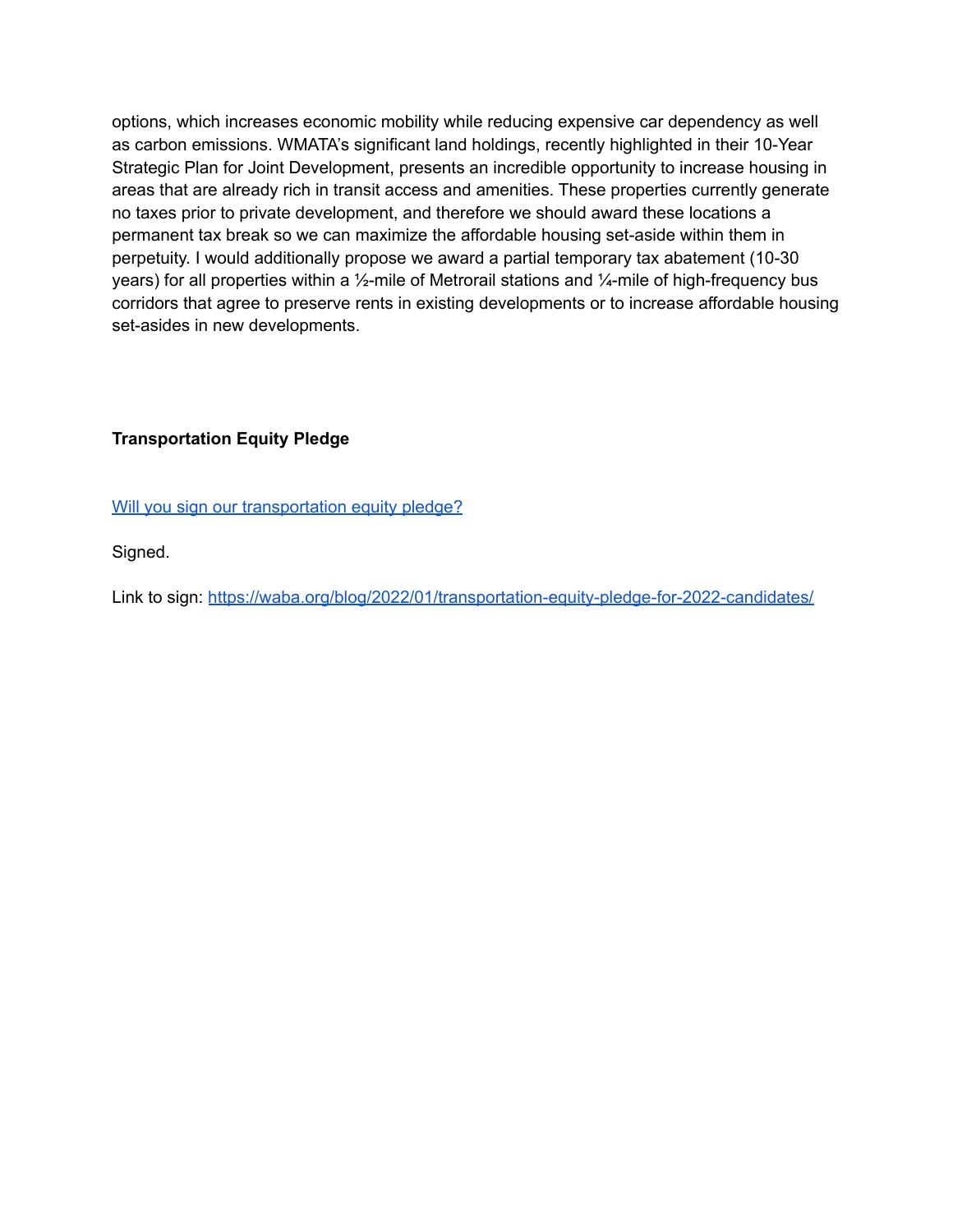options, which increases economic mobility while reducing expensive car dependency as well as carbon emissions. WMATA's significant land holdings, recently highlighted in their 10-Year Strategic Plan for Joint Development, presents an incredible opportunity to increase housing in areas that are already rich in transit access and amenities. These properties currently generate no taxes prior to private development, and therefore we should award these locations a permanent tax break so we can maximize the affordable housing set-aside within them in perpetuity. I would additionally propose we award a partial temporary tax abatement (10-30 years) for all properties within a ½-mile of Metrorail stations and ¼-mile of high-frequency bus corridors that agree to preserve rents in existing developments or to increase affordable housing set-asides in new developments.

**Transportation Equity Pledge**

[Will you sign our transportation equity pledge?](https://waba.org/blog/2022/01/transportation-equity-pledge-for-2022-candidates/)

Signed.

Link to sign: [https://waba.org/blog/2022/01/transportation-equity-pledge-for-2022-candidates/](https://waba.org/blog/2022/01/transportation-equity-pledge-for-2022-candidates/)